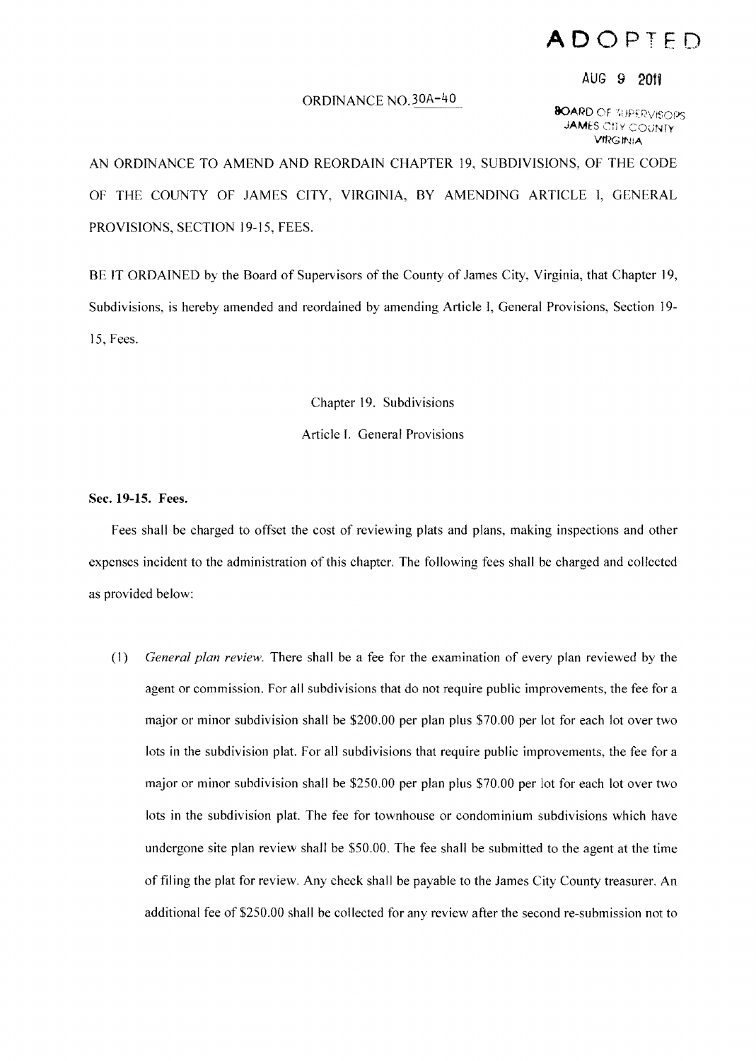**ADOPTED**

AUG 9 2011

BOARD OF SUPERVISORS
JAMES CITY COUNTY
VIRGINIA

ORDINANCE NO. 30A-40

AN ORDINANCE TO AMEND AND REORDAIN CHAPTER 19, SUBDIVISIONS, OF THE CODE OF THE COUNTY OF JAMES CITY, VIRGINIA, BY AMENDING ARTICLE I, GENERAL PROVISIONS, SECTION 19-15, FEES.

BE IT ORDAINED by the Board of Supervisors of the County of James City, Virginia, that Chapter 19, Subdivisions, is hereby amended and reordained by amending Article I, General Provisions, Section 19-15, Fees.

Chapter 19. Subdivisions

Article I. General Provisions

**Sec. 19-15. Fees.**

Fees shall be charged to offset the cost of reviewing plats and plans, making inspections and other expenses incident to the administration of this chapter. The following fees shall be charged and collected as provided below:

(1) *General plan review.* There shall be a fee for the examination of every plan reviewed by the agent or commission. For all subdivisions that do not require public improvements, the fee for a major or minor subdivision shall be $200.00 per plan plus $70.00 per lot for each lot over two lots in the subdivision plat. For all subdivisions that require public improvements, the fee for a major or minor subdivision shall be $250.00 per plan plus $70.00 per lot for each lot over two lots in the subdivision plat. The fee for townhouse or condominium subdivisions which have undergone site plan review shall be $50.00. The fee shall be submitted to the agent at the time of filing the plat for review. Any check shall be payable to the James City County treasurer. An additional fee of $250.00 shall be collected for any review after the second re-submission not to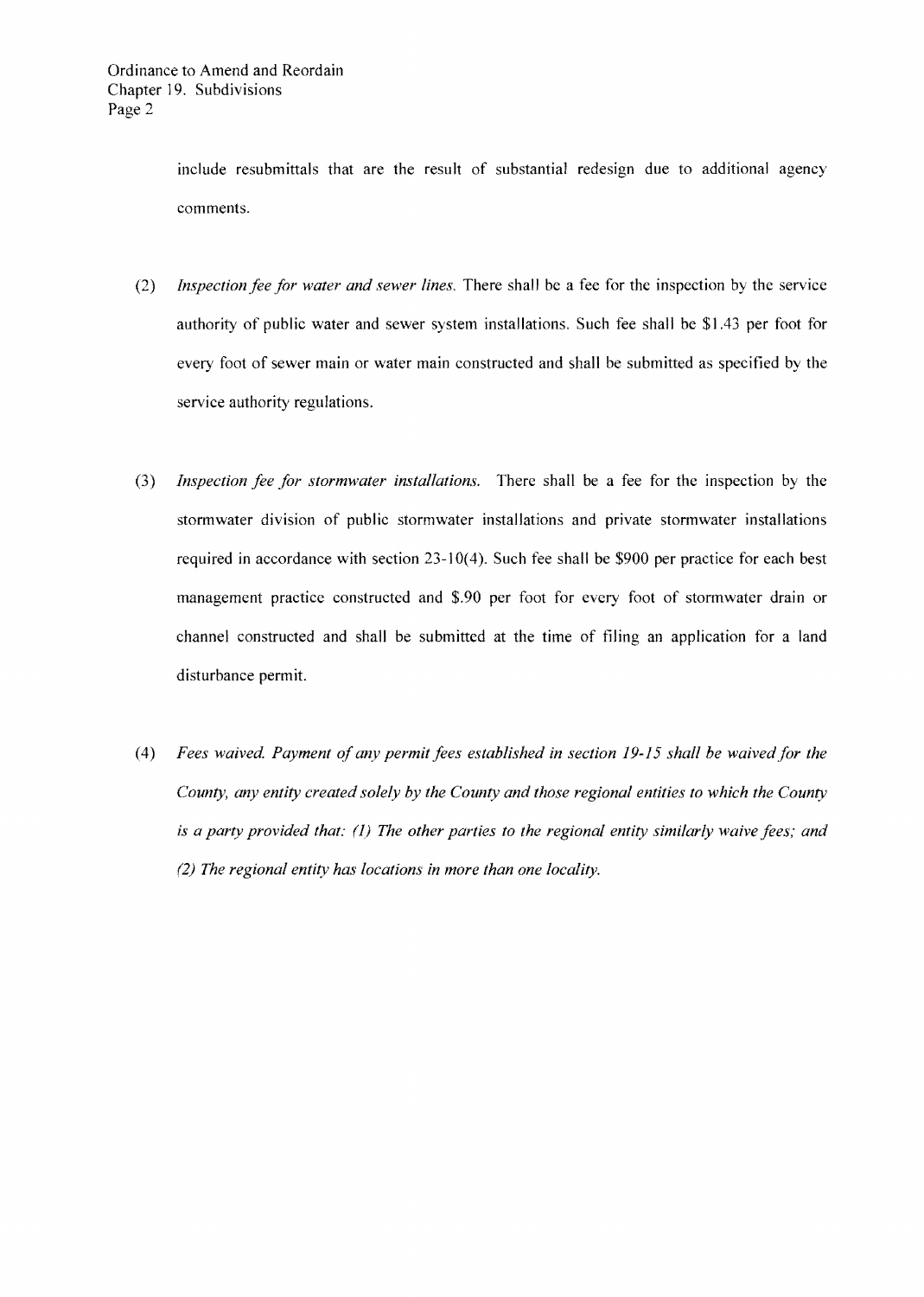include resubmittals that are the result of substantial redesign due to additional agency comments.

(2) *Inspection fee for water and sewer lines.* There shall be a fee for the inspection by the service authority of public water and sewer system installations. Such fee shall be $1.43 per foot for every foot of sewer main or water main constructed and shall be submitted as specified by the service authority regulations.

(3) *Inspection fee for stormwater installations.* There shall be a fee for the inspection by the stormwater division of public stormwater installations and private stormwater installations required in accordance with section 23-10(4). Such fee shall be $900 per practice for each best management practice constructed and $.90 per foot for every foot of stormwater drain or channel constructed and shall be submitted at the time of filing an application for a land disturbance permit.

(4) *Fees waived. Payment of any permit fees established in section 19-15 shall be waived for the County, any entity created solely by the County and those regional entities to which the County is a party provided that: (1) The other parties to the regional entity similarly waive fees; and (2) The regional entity has locations in more than one locality.*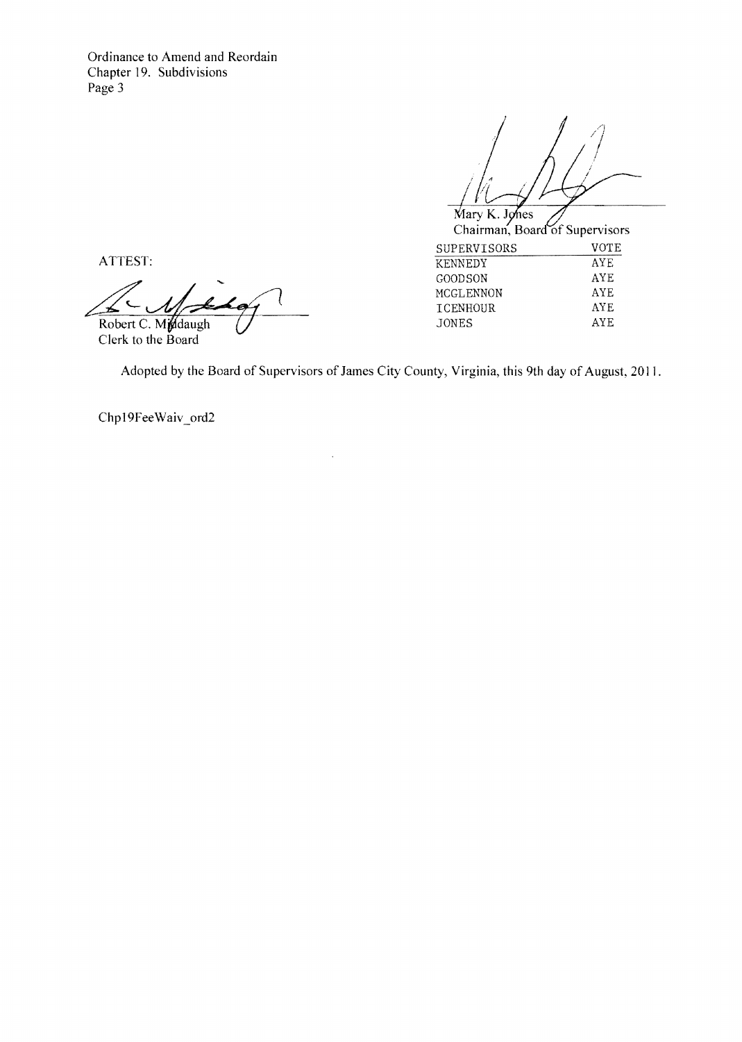Ordinance to Amend and Reordain
Chapter 19. Subdivisions
Page 3

Mary K. Jones
Chairman, Board of Supervisors

| SUPERVISORS | VOTE |
| --- | --- |
| KENNEDY | AYE |
| GOODSON | AYE |
| MCGLENNON | AYE |
| ICENHOUR | AYE |
| JONES | AYE |

ATTEST:

Robert C. Middaugh
Clerk to the Board

Adopted by the Board of Supervisors of James City County, Virginia, this 9th day of August, 2011.

Chp19FeeWaiv_ord2